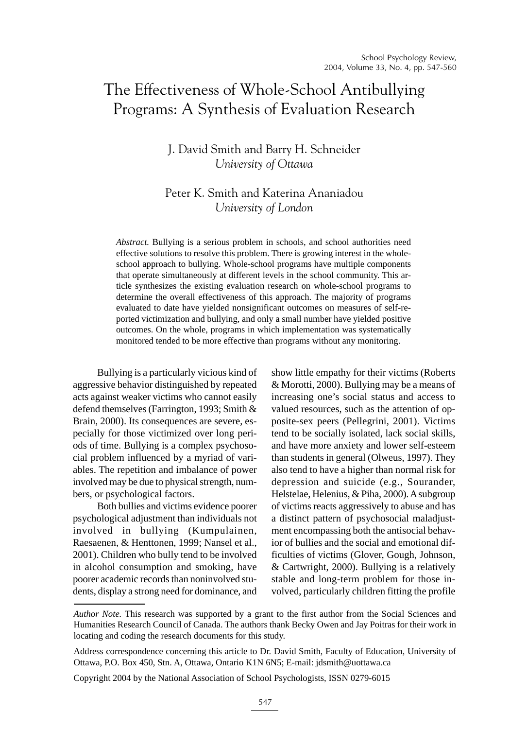# The Effectiveness of Whole-School Antibullying Programs: A Synthesis of Evaluation Research

J. David Smith and Barry H. Schneider
*University of Ottawa*

Peter K. Smith and Katerina Ananiadou
*University of London*

*Abstract.* Bullying is a serious problem in schools, and school authorities need effective solutions to resolve this problem. There is growing interest in the whole-school approach to bullying. Whole-school programs have multiple components that operate simultaneously at different levels in the school community. This article synthesizes the existing evaluation research on whole-school programs to determine the overall effectiveness of this approach. The majority of programs evaluated to date have yielded nonsignificant outcomes on measures of self-reported victimization and bullying, and only a small number have yielded positive outcomes. On the whole, programs in which implementation was systematically monitored tended to be more effective than programs without any monitoring.

Bullying is a particularly vicious kind of aggressive behavior distinguished by repeated acts against weaker victims who cannot easily defend themselves (Farrington, 1993; Smith & Brain, 2000). Its consequences are severe, especially for those victimized over long periods of time. Bullying is a complex psychosocial problem influenced by a myriad of variables. The repetition and imbalance of power involved may be due to physical strength, numbers, or psychological factors.

Both bullies and victims evidence poorer psychological adjustment than individuals not involved in bullying (Kumpulainen, Raesaenen, & Henttonen, 1999; Nansel et al., 2001). Children who bully tend to be involved in alcohol consumption and smoking, have poorer academic records than noninvolved students, display a strong need for dominance, and show little empathy for their victims (Roberts & Morotti, 2000). Bullying may be a means of increasing one's social status and access to valued resources, such as the attention of opposite-sex peers (Pellegrini, 2001). Victims tend to be socially isolated, lack social skills, and have more anxiety and lower self-esteem than students in general (Olweus, 1997). They also tend to have a higher than normal risk for depression and suicide (e.g., Sourander, Helstelae, Helenius, & Piha, 2000). A subgroup of victims reacts aggressively to abuse and has a distinct pattern of psychosocial maladjustment encompassing both the antisocial behavior of bullies and the social and emotional difficulties of victims (Glover, Gough, Johnson, & Cartwright, 2000). Bullying is a relatively stable and long-term problem for those involved, particularly children fitting the profile

*Author Note.* This research was supported by a grant to the first author from the Social Sciences and Humanities Research Council of Canada. The authors thank Becky Owen and Jay Poitras for their work in locating and coding the research documents for this study.

Address correspondence concerning this article to Dr. David Smith, Faculty of Education, University of Ottawa, P.O. Box 450, Stn. A, Ottawa, Ontario K1N 6N5; E-mail: jdsmith@uottawa.ca

Copyright 2004 by the National Association of School Psychologists, ISSN 0279-6015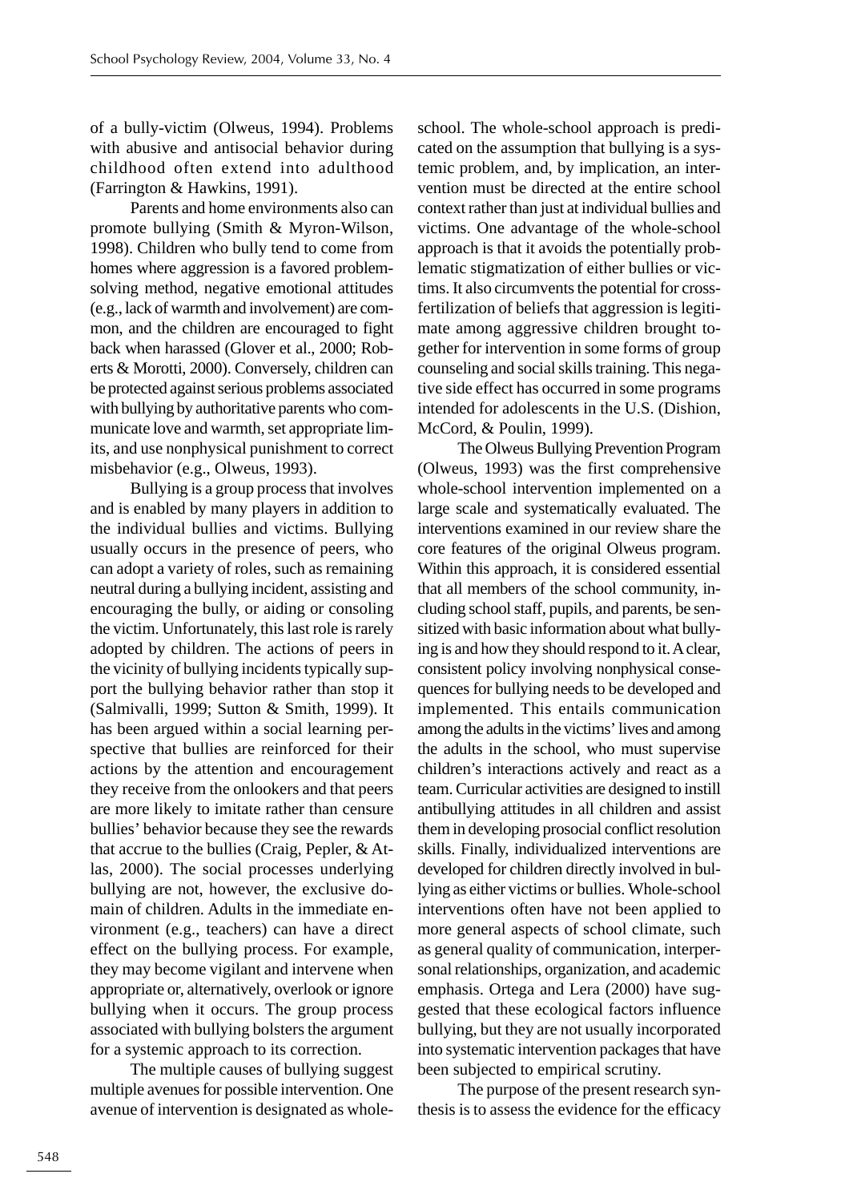of a bully-victim (Olweus, 1994). Problems with abusive and antisocial behavior during childhood often extend into adulthood (Farrington & Hawkins, 1991).

Parents and home environments also can promote bullying (Smith & Myron-Wilson, 1998). Children who bully tend to come from homes where aggression is a favored problem-solving method, negative emotional attitudes (e.g., lack of warmth and involvement) are common, and the children are encouraged to fight back when harassed (Glover et al., 2000; Roberts & Morotti, 2000). Conversely, children can be protected against serious problems associated with bullying by authoritative parents who communicate love and warmth, set appropriate limits, and use nonphysical punishment to correct misbehavior (e.g., Olweus, 1993).

Bullying is a group process that involves and is enabled by many players in addition to the individual bullies and victims. Bullying usually occurs in the presence of peers, who can adopt a variety of roles, such as remaining neutral during a bullying incident, assisting and encouraging the bully, or aiding or consoling the victim. Unfortunately, this last role is rarely adopted by children. The actions of peers in the vicinity of bullying incidents typically support the bullying behavior rather than stop it (Salmivalli, 1999; Sutton & Smith, 1999). It has been argued within a social learning perspective that bullies are reinforced for their actions by the attention and encouragement they receive from the onlookers and that peers are more likely to imitate rather than censure bullies' behavior because they see the rewards that accrue to the bullies (Craig, Pepler, & Atlas, 2000). The social processes underlying bullying are not, however, the exclusive domain of children. Adults in the immediate environment (e.g., teachers) can have a direct effect on the bullying process. For example, they may become vigilant and intervene when appropriate or, alternatively, overlook or ignore bullying when it occurs. The group process associated with bullying bolsters the argument for a systemic approach to its correction.

The multiple causes of bullying suggest multiple avenues for possible intervention. One avenue of intervention is designated as whole-school. The whole-school approach is predicated on the assumption that bullying is a systemic problem, and, by implication, an intervention must be directed at the entire school context rather than just at individual bullies and victims. One advantage of the whole-school approach is that it avoids the potentially problematic stigmatization of either bullies or victims. It also circumvents the potential for cross-fertilization of beliefs that aggression is legitimate among aggressive children brought together for intervention in some forms of group counseling and social skills training. This negative side effect has occurred in some programs intended for adolescents in the U.S. (Dishion, McCord, & Poulin, 1999).

The Olweus Bullying Prevention Program (Olweus, 1993) was the first comprehensive whole-school intervention implemented on a large scale and systematically evaluated. The interventions examined in our review share the core features of the original Olweus program. Within this approach, it is considered essential that all members of the school community, including school staff, pupils, and parents, be sensitized with basic information about what bullying is and how they should respond to it. A clear, consistent policy involving nonphysical consequences for bullying needs to be developed and implemented. This entails communication among the adults in the victims' lives and among the adults in the school, who must supervise children's interactions actively and react as a team. Curricular activities are designed to instill antibullying attitudes in all children and assist them in developing prosocial conflict resolution skills. Finally, individualized interventions are developed for children directly involved in bullying as either victims or bullies. Whole-school interventions often have not been applied to more general aspects of school climate, such as general quality of communication, interpersonal relationships, organization, and academic emphasis. Ortega and Lera (2000) have suggested that these ecological factors influence bullying, but they are not usually incorporated into systematic intervention packages that have been subjected to empirical scrutiny.

The purpose of the present research synthesis is to assess the evidence for the efficacy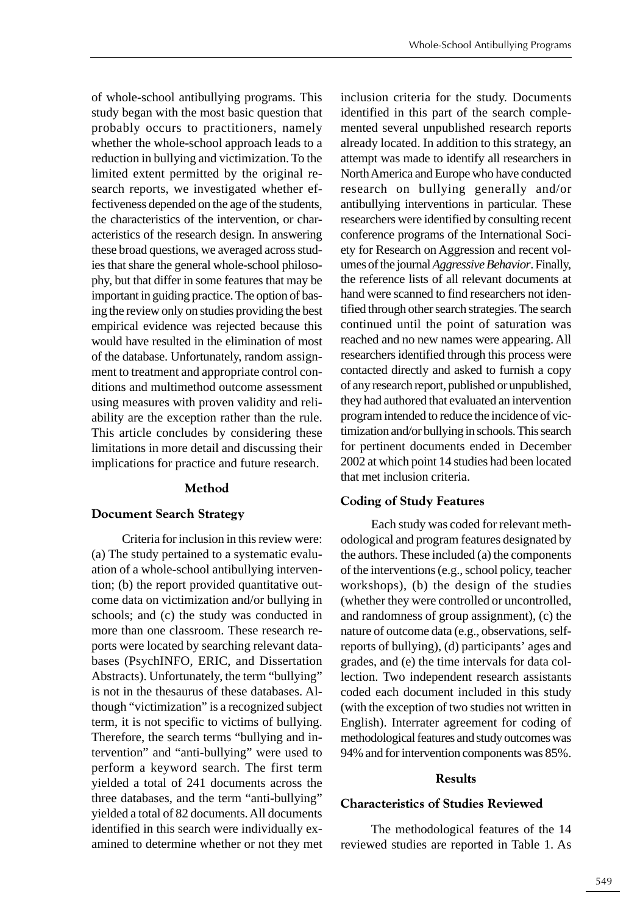of whole-school antibullying programs. This study began with the most basic question that probably occurs to practitioners, namely whether the whole-school approach leads to a reduction in bullying and victimization. To the limited extent permitted by the original research reports, we investigated whether effectiveness depended on the age of the students, the characteristics of the intervention, or characteristics of the research design. In answering these broad questions, we averaged across studies that share the general whole-school philosophy, but that differ in some features that may be important in guiding practice. The option of basing the review only on studies providing the best empirical evidence was rejected because this would have resulted in the elimination of most of the database. Unfortunately, random assignment to treatment and appropriate control conditions and multimethod outcome assessment using measures with proven validity and reliability are the exception rather than the rule. This article concludes by considering these limitations in more detail and discussing their implications for practice and future research.

## Method

### Document Search Strategy

Criteria for inclusion in this review were: (a) The study pertained to a systematic evaluation of a whole-school antibullying intervention; (b) the report provided quantitative outcome data on victimization and/or bullying in schools; and (c) the study was conducted in more than one classroom. These research reports were located by searching relevant databases (PsychINFO, ERIC, and Dissertation Abstracts). Unfortunately, the term "bullying" is not in the thesaurus of these databases. Although "victimization" is a recognized subject term, it is not specific to victims of bullying. Therefore, the search terms "bullying and intervention" and "anti-bullying" were used to perform a keyword search. The first term yielded a total of 241 documents across the three databases, and the term "anti-bullying" yielded a total of 82 documents. All documents identified in this search were individually examined to determine whether or not they met inclusion criteria for the study. Documents identified in this part of the search complemented several unpublished research reports already located. In addition to this strategy, an attempt was made to identify all researchers in North America and Europe who have conducted research on bullying generally and/or antibullying interventions in particular. These researchers were identified by consulting recent conference programs of the International Society for Research on Aggression and recent volumes of the journal *Aggressive Behavior*. Finally, the reference lists of all relevant documents at hand were scanned to find researchers not identified through other search strategies. The search continued until the point of saturation was reached and no new names were appearing. All researchers identified through this process were contacted directly and asked to furnish a copy of any research report, published or unpublished, they had authored that evaluated an intervention program intended to reduce the incidence of victimization and/or bullying in schools. This search for pertinent documents ended in December 2002 at which point 14 studies had been located that met inclusion criteria.

### Coding of Study Features

Each study was coded for relevant methodological and program features designated by the authors. These included (a) the components of the interventions (e.g., school policy, teacher workshops), (b) the design of the studies (whether they were controlled or uncontrolled, and randomness of group assignment), (c) the nature of outcome data (e.g., observations, self-reports of bullying), (d) participants' ages and grades, and (e) the time intervals for data collection. Two independent research assistants coded each document included in this study (with the exception of two studies not written in English). Interrater agreement for coding of methodological features and study outcomes was 94% and for intervention components was 85%.

## Results

### Characteristics of Studies Reviewed

The methodological features of the 14 reviewed studies are reported in Table 1. As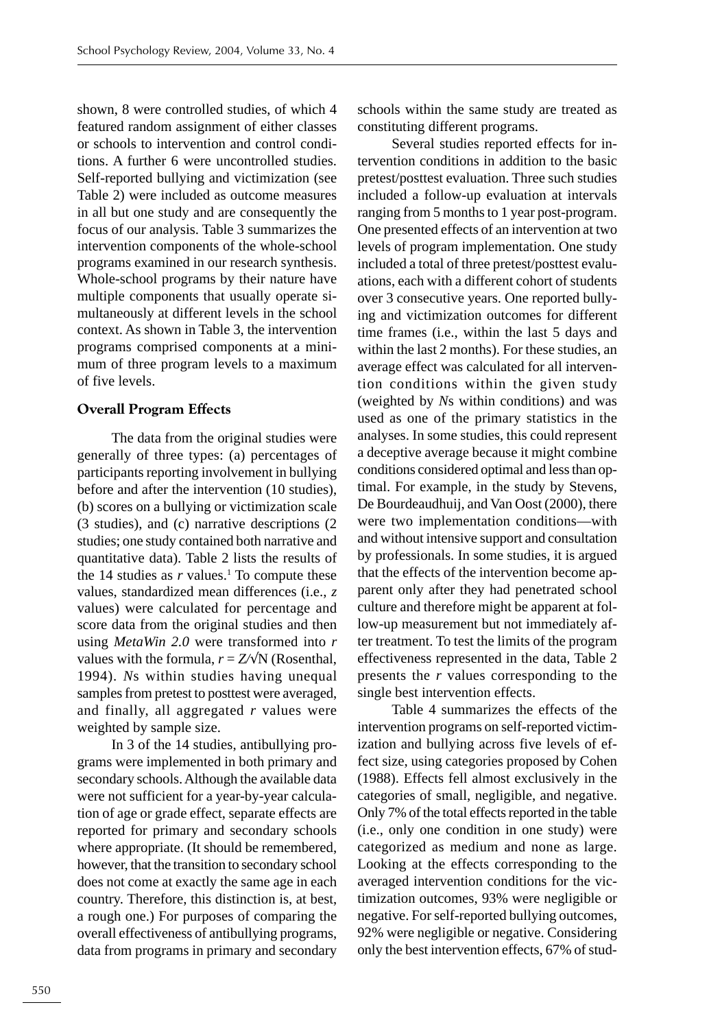shown, 8 were controlled studies, of which 4 featured random assignment of either classes or schools to intervention and control conditions. A further 6 were uncontrolled studies. Self-reported bullying and victimization (see Table 2) were included as outcome measures in all but one study and are consequently the focus of our analysis. Table 3 summarizes the intervention components of the whole-school programs examined in our research synthesis. Whole-school programs by their nature have multiple components that usually operate simultaneously at different levels in the school context. As shown in Table 3, the intervention programs comprised components at a minimum of three program levels to a maximum of five levels.

**Overall Program Effects**

The data from the original studies were generally of three types: (a) percentages of participants reporting involvement in bullying before and after the intervention (10 studies), (b) scores on a bullying or victimization scale (3 studies), and (c) narrative descriptions (2 studies; one study contained both narrative and quantitative data). Table 2 lists the results of the 14 studies as $r$ values.[1] To compute these values, standardized mean differences (i.e., $z$ values) were calculated for percentage and score data from the original studies and then using *MetaWin 2.0* were transformed into $r$ values with the formula, $r = Z/\sqrt{N}$ (Rosenthal, 1994). *N*s within studies having unequal samples from pretest to posttest were averaged, and finally, all aggregated $r$ values were weighted by sample size.

In 3 of the 14 studies, antibullying programs were implemented in both primary and secondary schools. Although the available data were not sufficient for a year-by-year calculation of age or grade effect, separate effects are reported for primary and secondary schools where appropriate. (It should be remembered, however, that the transition to secondary school does not come at exactly the same age in each country. Therefore, this distinction is, at best, a rough one.) For purposes of comparing the overall effectiveness of antibullying programs, data from programs in primary and secondary schools within the same study are treated as constituting different programs.

Several studies reported effects for intervention conditions in addition to the basic pretest/posttest evaluation. Three such studies included a follow-up evaluation at intervals ranging from 5 months to 1 year post-program. One presented effects of an intervention at two levels of program implementation. One study included a total of three pretest/posttest evaluations, each with a different cohort of students over 3 consecutive years. One reported bullying and victimization outcomes for different time frames (i.e., within the last 5 days and within the last 2 months). For these studies, an average effect was calculated for all intervention conditions within the given study (weighted by *N*s within conditions) and was used as one of the primary statistics in the analyses. In some studies, this could represent a deceptive average because it might combine conditions considered optimal and less than optimal. For example, in the study by Stevens, De Bourdeaudhuij, and Van Oost (2000), there were two implementation conditions—with and without intensive support and consultation by professionals. In some studies, it is argued that the effects of the intervention become apparent only after they had penetrated school culture and therefore might be apparent at follow-up measurement but not immediately after treatment. To test the limits of the program effectiveness represented in the data, Table 2 presents the $r$ values corresponding to the single best intervention effects.

Table 4 summarizes the effects of the intervention programs on self-reported victimization and bullying across five levels of effect size, using categories proposed by Cohen (1988). Effects fell almost exclusively in the categories of small, negligible, and negative. Only 7% of the total effects reported in the table (i.e., only one condition in one study) were categorized as medium and none as large. Looking at the effects corresponding to the averaged intervention conditions for the victimization outcomes, 93% were negligible or negative. For self-reported bullying outcomes, 92% were negligible or negative. Considering only the best intervention effects, 67% of stud-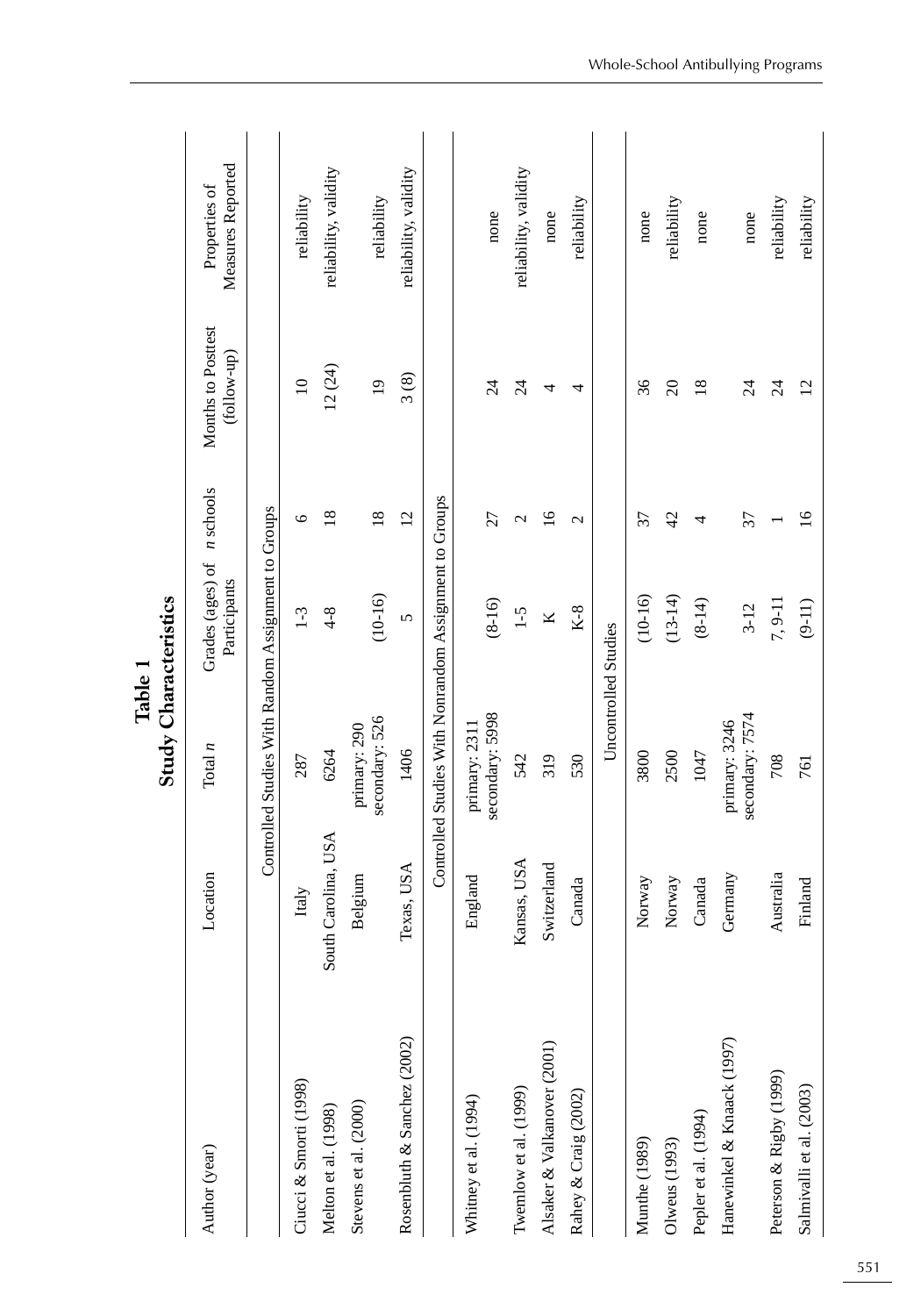**Table 1**
**Study Characteristics**

| Author (year) | Location | Total *n* | Grades (ages) of Participants | *n* schools | Months to Posttest (follow-up) | Properties of Measures Reported |
|---|---|---|---|---|---|---|
| | | Controlled Studies With Random Assignment to Groups | | | | |
| Ciucci & Smorti (1998) | Italy | 287 | 1-3 | 6 | 10 | reliability |
| Melton et al. (1998) | South Carolina, USA | 6264 | 4-8 | 18 | 12 (24) | reliability, validity |
| Stevens et al. (2000) | Belgium | primary: 290 secondary: 526 | (10-16) | 18 | 19 | reliability |
| Rosenbluth & Sanchez (2002) | Texas, USA | 1406 | 5 | 12 | 3 (8) | reliability, validity |
| | | Controlled Studies With Nonrandom Assignment to Groups | | | | |
| Whitney et al. (1994) | England | primary: 2311 secondary: 5998 | (8-16) | 27 | 24 | none |
| Twemlow et al. (1999) | Kansas, USA | 542 | 1-5 | 2 | 24 | reliability, validity |
| Alsaker & Valkanover (2001) | Switzerland | 319 | K | 16 | 4 | none |
| Rahey & Craig (2002) | Canada | 530 | K-8 | 2 | 4 | reliability |
| | | Uncontrolled Studies | | | | |
| Munthe (1989) | Norway | 3800 | (10-16) | 37 | 36 | none |
| Olweus (1993) | Norway | 2500 | (13-14) | 42 | 20 | reliability |
| Pepler et al. (1994) | Canada | 1047 | (8-14) | 4 | 18 | none |
| Hanewinkel & Knaack (1997) | Germany | primary: 3246 secondary: 7574 | 3-12 | 37 | 24 | none |
| Peterson & Rigby (1999) | Australia | 708 | 7, 9-11 | 1 | 24 | reliability |
| Salmivalli et al. (2003) | Finland | 761 | (9-11) | 16 | 12 | reliability |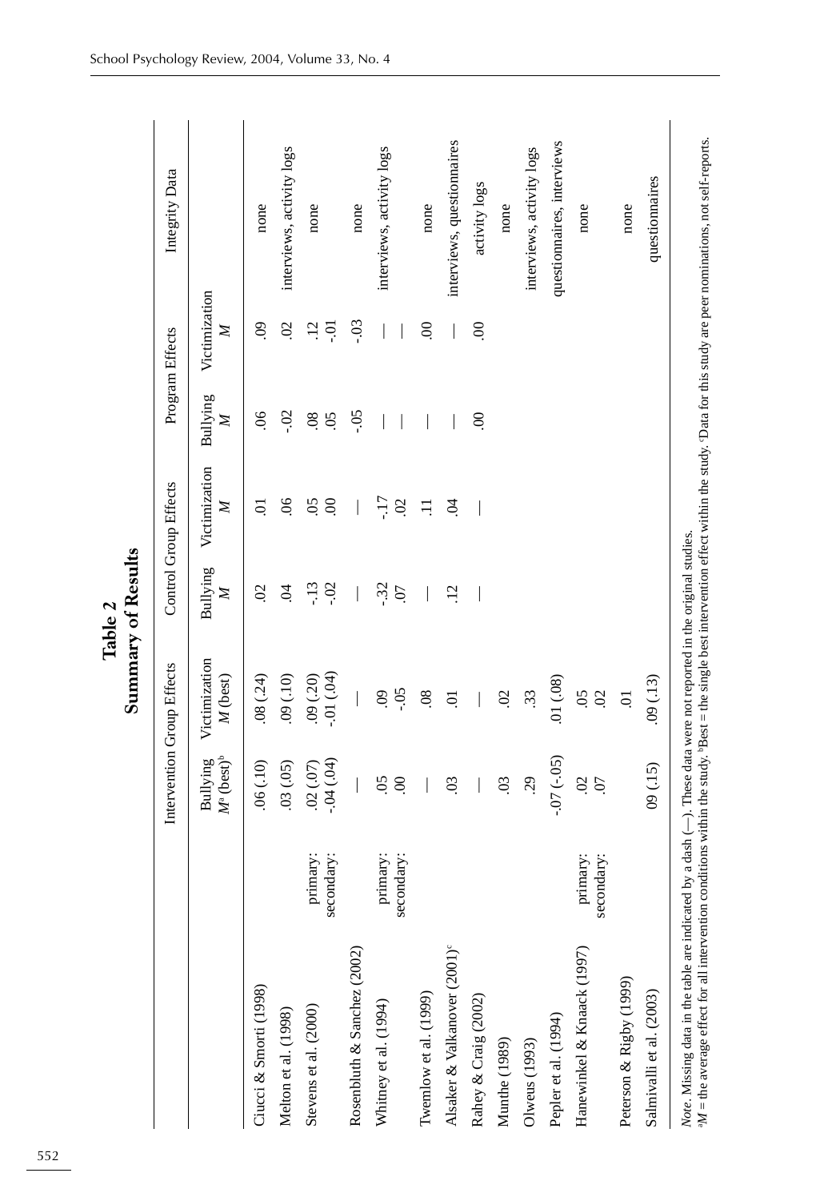# Table 2
## Summary of Results

| | | Intervention Group Effects | | Control Group Effects | | Program Effects | | Integrity Data |
|---|---|---|---|---|---|---|---|---|
| | | Bullying $M$[a] (best)[b] | Victimization $M$ (best) | Bullying $M$ | Victimization $M$ | Bullying $M$ | Victimization $M$ | |
| Ciucci & Smorti (1998) | | .06 (.10) | .08 (.24) | .02 | .01 | .06 | .09 | none |
| Melton et al. (1998) | | .03 (.05) | .09 (.10) | .04 | .06 | -.02 | .02 | interviews, activity logs |
| Stevens et al. (2000) | primary: | .02 (.07) | .09 (.20) | -.13 | .05 | .08 | .12 | none |
| | secondary: | -.04 (.04) | -.01 (.04) | -.02 | .00 | .05 | -.01 | |
| Rosenbluth & Sanchez (2002) | | — | — | — | — | -.05 | -.03 | none |
| Whitney et al. (1994) | primary: | .05 | .09 | -.32 | -.17 | — | — | interviews, activity logs |
| | secondary: | .00 | -.05 | .07 | .02 | — | — | |
| Twemlow et al. (1999) | | — | .08 | — | .11 | — | .00 | none |
| Alsaker & Valkanover (2001)[c] | | .03 | .01 | .12 | .04 | — | — | interviews, questionnaires |
| Rahey & Craig (2002) | | — | — | — | — | .00 | .00 | activity logs |
| Munthe (1989) | | .03 | .02 | | | | | none |
| Olweus (1993) | | .29 | .33 | | | | | interviews, activity logs |
| Pepler et al. (1994) | | -.07 (-.05) | .01 (.08) | | | | | questionnaires, interviews |
| Hanewinkel & Knaack (1997) | primary: | .02 | .05 | | | | | none |
| | secondary: | .07 | .02 | | | | | |
| Peterson & Rigby (1999) | | | .01 | | | | | none |
| Salmivalli et al. (2003) | | 09 (.15) | .09 (.13) | | | | | questionnaires |

*Note*. Missing data in the table are indicated by a dash (—). These data were not reported in the original studies.
[a]$M$ = the average effect for all intervention conditions within the study. [b]Best = the single best intervention effect within the study. [c]Data for this study are peer nominations, not self-reports.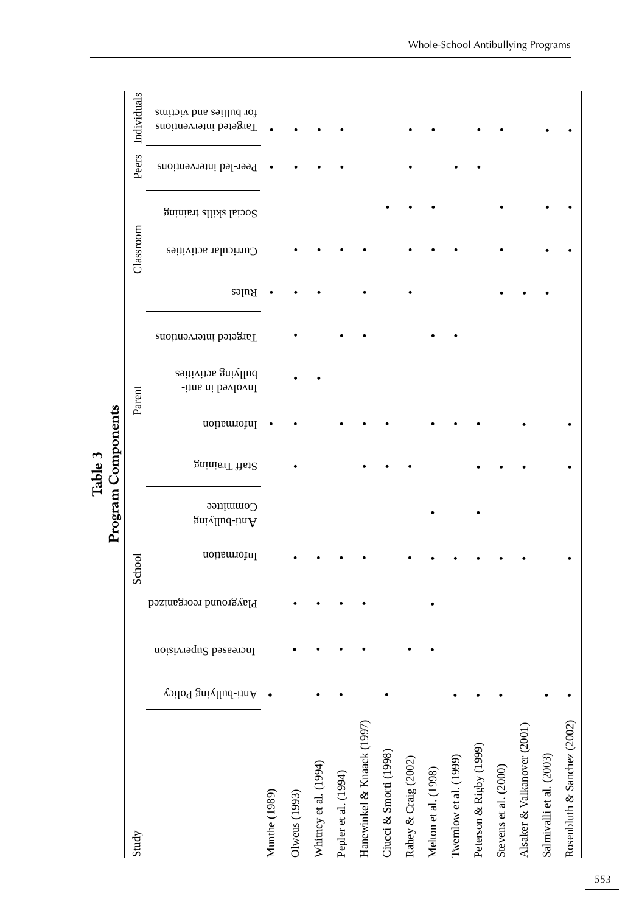**Table 3**
**Program Components**

| Study | School | | | | | Parent | | | | Classroom | | | Peers | Individuals |
|---|---|---|---|---|---|---|---|---|---|---|---|---|---|---|
| | Anti-bullying Policy | Increased Supervision | Playground reorganized | Information | Anti-bullying Committee | Staff Training | Information | Involved in anti-bullying activities | Targeted interventions | Rules | Curricular activities | Social skills training | Peer-led interventions | Targeted interventions for bullies and victims |
| Munthe (1989) | • | | | | | | • | | | • | | | • | • |
| Olweus (1993) | | • | • | • | | • | • | • | • | • | • | | • | • |
| Whitney et al. (1994) | • | • | • | • | | | | • | | • | • | | • | • |
| Pepler et al. (1994) | • | • | • | • | | | • | | • | | • | | • | • |
| Hanewinkel & Knaack (1997) | | • | • | • | | • | • | | • | • | • | | | |
| Ciucci & Smorti (1998) | • | | | | | • | • | | | | | • | | |
| Rahey & Craig (2002) | | • | | • | | • | | | | • | • | • | • | • |
| Melton et al. (1998) | | • | • | • | • | | • | | • | | • | • | | • |
| Twemlow et al. (1999) | • | | | • | | | • | | • | | • | | • | |
| Peterson & Rigby (1999) | • | | | • | • | • | • | | | | | | • | • |
| Stevens et al. (2000) | • | | | • | | • | | | | • | • | • | | • |
| Alsaker & Valkanover (2001) | | | | • | | • | • | | | • | | | | |
| Salmivalli et al. (2003) | • | | | | | | | | | • | • | • | | • |
| Rosenbluth & Sanchez (2002) | • | | | • | | • | • | | | | • | • | | • |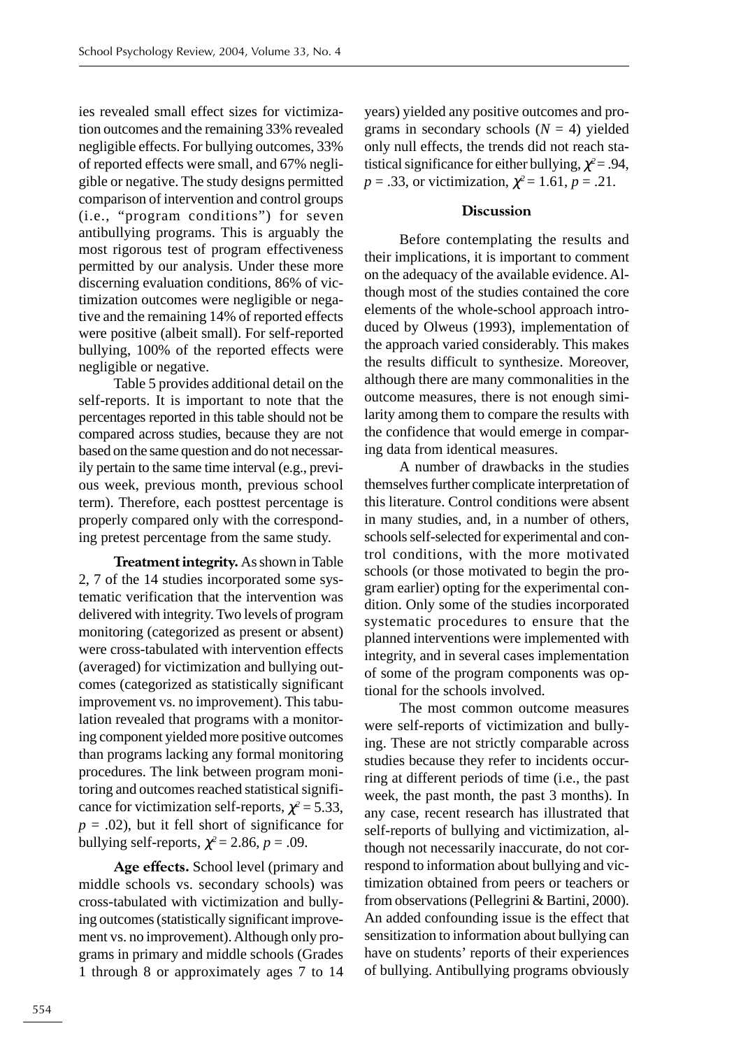ies revealed small effect sizes for victimization outcomes and the remaining 33% revealed negligible effects. For bullying outcomes, 33% of reported effects were small, and 67% negligible or negative. The study designs permitted comparison of intervention and control groups (i.e., "program conditions") for seven antibullying programs. This is arguably the most rigorous test of program effectiveness permitted by our analysis. Under these more discerning evaluation conditions, 86% of victimization outcomes were negligible or negative and the remaining 14% of reported effects were positive (albeit small). For self-reported bullying, 100% of the reported effects were negligible or negative.

Table 5 provides additional detail on the self-reports. It is important to note that the percentages reported in this table should not be compared across studies, because they are not based on the same question and do not necessarily pertain to the same time interval (e.g., previous week, previous month, previous school term). Therefore, each posttest percentage is properly compared only with the corresponding pretest percentage from the same study.

**Treatment integrity.** As shown in Table 2, 7 of the 14 studies incorporated some systematic verification that the intervention was delivered with integrity. Two levels of program monitoring (categorized as present or absent) were cross-tabulated with intervention effects (averaged) for victimization and bullying outcomes (categorized as statistically significant improvement vs. no improvement). This tabulation revealed that programs with a monitoring component yielded more positive outcomes than programs lacking any formal monitoring procedures. The link between program monitoring and outcomes reached statistical significance for victimization self-reports, $\chi^2 = 5.33$, $p = .02$), but it fell short of significance for bullying self-reports, $\chi^2 = 2.86$, $p = .09$.

**Age effects.** School level (primary and middle schools vs. secondary schools) was cross-tabulated with victimization and bullying outcomes (statistically significant improvement vs. no improvement). Although only programs in primary and middle schools (Grades 1 through 8 or approximately ages 7 to 14 years) yielded any positive outcomes and programs in secondary schools ($N = 4$) yielded only null effects, the trends did not reach statistical significance for either bullying, $\chi^2 = .94$, $p = .33$, or victimization, $\chi^2 = 1.61$, $p = .21$.

## Discussion

Before contemplating the results and their implications, it is important to comment on the adequacy of the available evidence. Although most of the studies contained the core elements of the whole-school approach introduced by Olweus (1993), implementation of the approach varied considerably. This makes the results difficult to synthesize. Moreover, although there are many commonalities in the outcome measures, there is not enough similarity among them to compare the results with the confidence that would emerge in comparing data from identical measures.

A number of drawbacks in the studies themselves further complicate interpretation of this literature. Control conditions were absent in many studies, and, in a number of others, schools self-selected for experimental and control conditions, with the more motivated schools (or those motivated to begin the program earlier) opting for the experimental condition. Only some of the studies incorporated systematic procedures to ensure that the planned interventions were implemented with integrity, and in several cases implementation of some of the program components was optional for the schools involved.

The most common outcome measures were self-reports of victimization and bullying. These are not strictly comparable across studies because they refer to incidents occurring at different periods of time (i.e., the past week, the past month, the past 3 months). In any case, recent research has illustrated that self-reports of bullying and victimization, although not necessarily inaccurate, do not correspond to information about bullying and victimization obtained from peers or teachers or from observations (Pellegrini & Bartini, 2000). An added confounding issue is the effect that sensitization to information about bullying can have on students' reports of their experiences of bullying. Antibullying programs obviously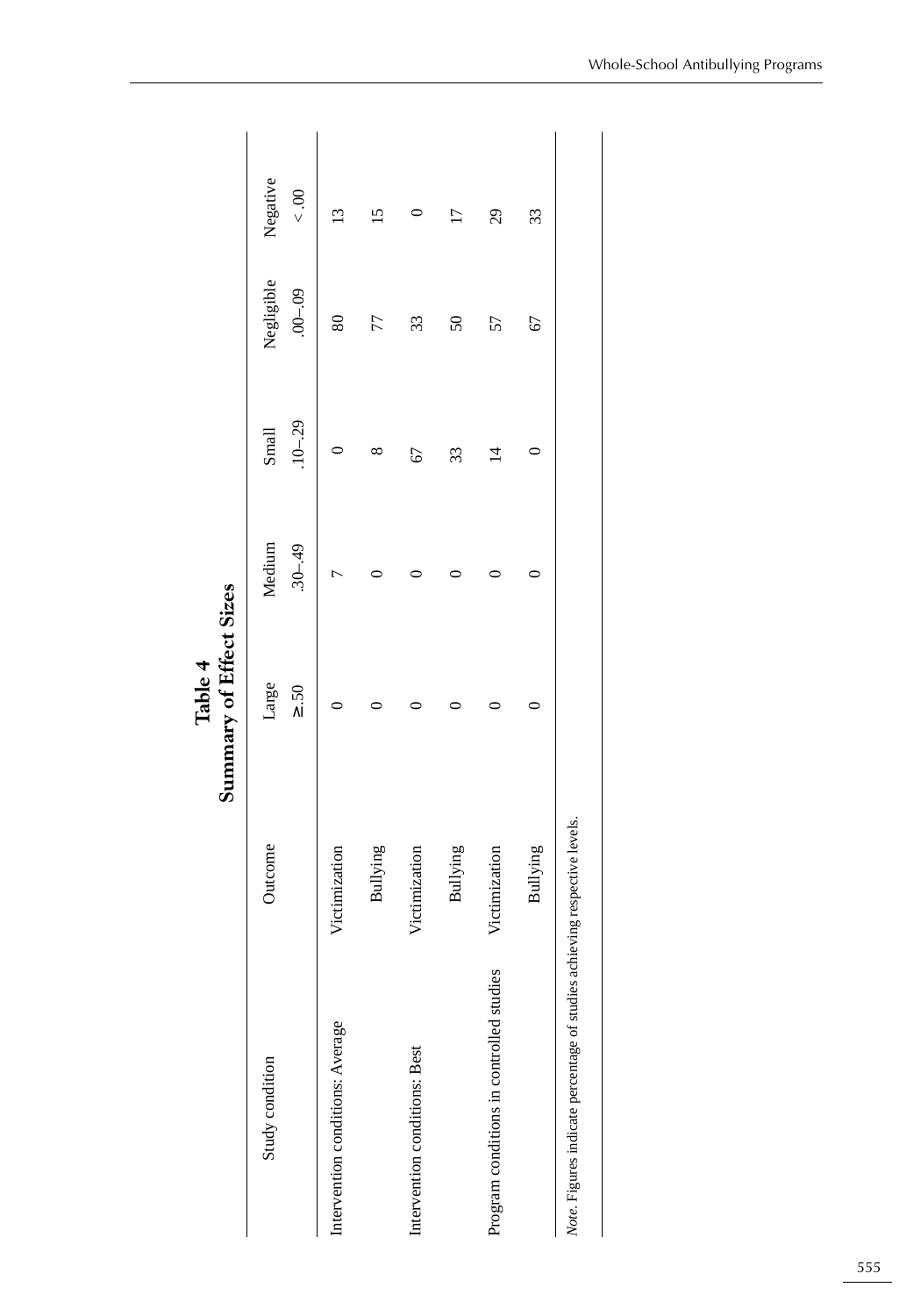**Table 4**
**Summary of Effect Sizes**

| Study condition | Outcome | Large ≥.50 | Medium .30–.49 | Small .10–.29 | Negligible .00–.09 | Negative < .00 |
|---|---|---|---|---|---|---|
| Intervention conditions: Average | Victimization | 0 | 7 | 0 | 80 | 13 |
| | Bullying | 0 | 0 | 8 | 77 | 15 |
| Intervention conditions: Best | Victimization | 0 | 0 | 67 | 33 | 0 |
| | Bullying | 0 | 0 | 33 | 50 | 17 |
| Program conditions in controlled studies | Victimization | 0 | 0 | 14 | 57 | 29 |
| | Bullying | 0 | 0 | 0 | 67 | 33 |

*Note.* Figures indicate percentage of studies achieving respective levels.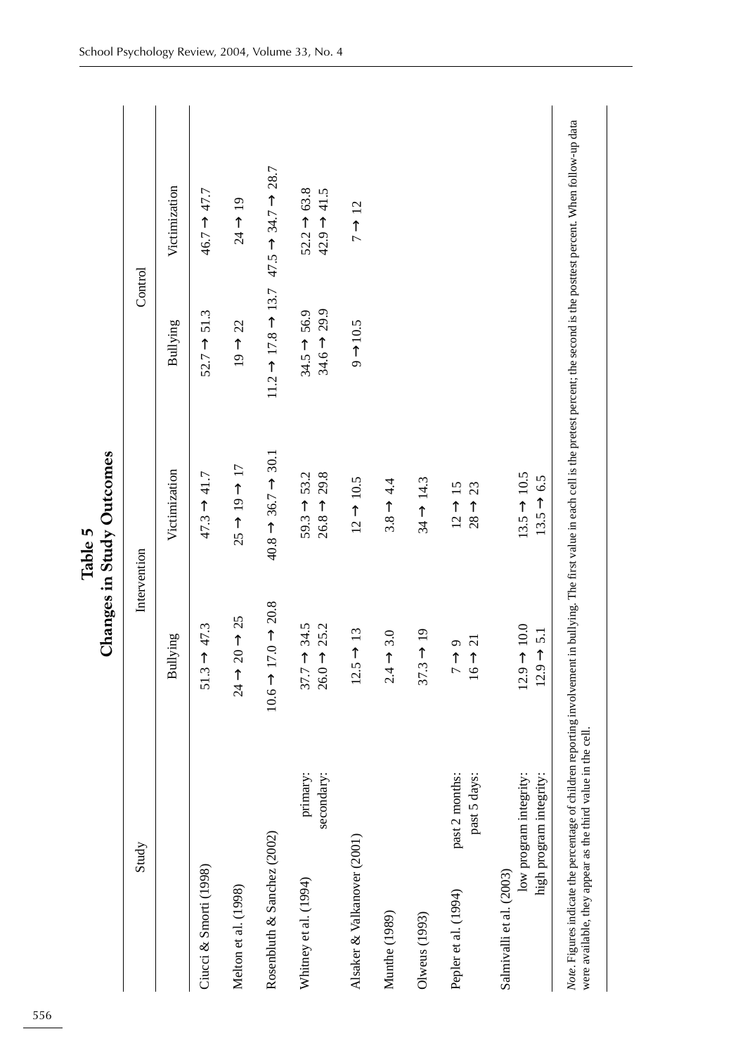**Table 5**
**Changes in Study Outcomes**

| Study | | Intervention | | Control | |
|---|---|---|---|---|---|
| | | Bullying | Victimization | Bullying | Victimization |
| Ciucci & Smorti (1998) | | 51.3 → 47.3 | 47.3 → 41.7 | 52.7 → 51.3 | 46.7 → 47.7 |
| Melton et al. (1998) | | 24 → 20 → 25 | 25 → 19 → 17 | 19 → 22 | 24 → 19 |
| Rosenbluth & Sanchez (2002) | | 10.6 → 17.0 → 20.8 | 40.8 → 36.7 → 30.1 | 11.2 → 17.8 → 13.7 | 47.5 → 34.7 → 28.7 |
| Whitney et al. (1994) | primary: | 37.7 → 34.5 | 59.3 → 53.2 | 34.5 → 56.9 | 52.2 → 63.8 |
| | secondary: | 26.0 → 25.2 | 26.8 → 29.8 | 34.6 → 29.9 | 42.9 → 41.5 |
| Alsaker & Valkanover (2001) | | 12.5 → 13 | 12 → 10.5 | 9 → 10.5 | 7 → 12 |
| Munthe (1989) | | 2.4 → 3.0 | 3.8 → 4.4 | | |
| Olweus (1993) | | 37.3 → 19 | 34 → 14.3 | | |
| Pepler et al. (1994) | past 2 months: | 7 → 9 | 12 → 15 | | |
| | past 5 days: | 16 → 21 | 28 → 23 | | |
| Salmivalli et al. (2003) | | | | | |
| | low program integrity: | 12.9 → 10.0 | 13.5 → 10.5 | | |
| | high program integrity: | 12.9 → 5.1 | 13.5 → 6.5 | | |

*Note.* Figures indicate the percentage of children reporting involvement in bullying. The first value in each cell is the pretest percent; the second is the posttest percent. When follow-up data were available, they appear as the third value in the cell.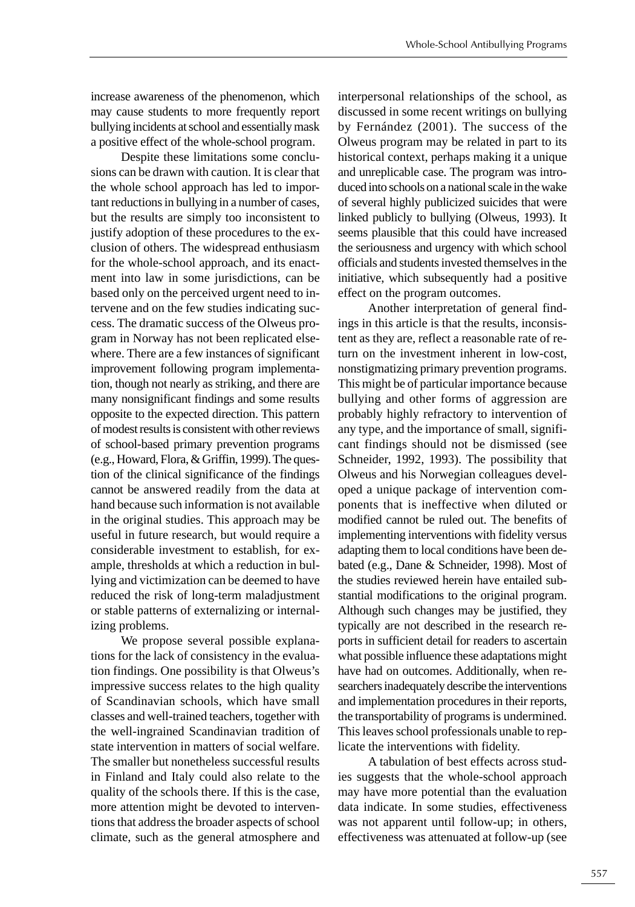increase awareness of the phenomenon, which may cause students to more frequently report bullying incidents at school and essentially mask a positive effect of the whole-school program.

Despite these limitations some conclusions can be drawn with caution. It is clear that the whole school approach has led to important reductions in bullying in a number of cases, but the results are simply too inconsistent to justify adoption of these procedures to the exclusion of others. The widespread enthusiasm for the whole-school approach, and its enactment into law in some jurisdictions, can be based only on the perceived urgent need to intervene and on the few studies indicating success. The dramatic success of the Olweus program in Norway has not been replicated elsewhere. There are a few instances of significant improvement following program implementation, though not nearly as striking, and there are many nonsignificant findings and some results opposite to the expected direction. This pattern of modest results is consistent with other reviews of school-based primary prevention programs (e.g., Howard, Flora, & Griffin, 1999). The question of the clinical significance of the findings cannot be answered readily from the data at hand because such information is not available in the original studies. This approach may be useful in future research, but would require a considerable investment to establish, for example, thresholds at which a reduction in bullying and victimization can be deemed to have reduced the risk of long-term maladjustment or stable patterns of externalizing or internalizing problems.

We propose several possible explanations for the lack of consistency in the evaluation findings. One possibility is that Olweus's impressive success relates to the high quality of Scandinavian schools, which have small classes and well-trained teachers, together with the well-ingrained Scandinavian tradition of state intervention in matters of social welfare. The smaller but nonetheless successful results in Finland and Italy could also relate to the quality of the schools there. If this is the case, more attention might be devoted to interventions that address the broader aspects of school climate, such as the general atmosphere and interpersonal relationships of the school, as discussed in some recent writings on bullying by Fernández (2001). The success of the Olweus program may be related in part to its historical context, perhaps making it a unique and unreplicable case. The program was introduced into schools on a national scale in the wake of several highly publicized suicides that were linked publicly to bullying (Olweus, 1993). It seems plausible that this could have increased the seriousness and urgency with which school officials and students invested themselves in the initiative, which subsequently had a positive effect on the program outcomes.

Another interpretation of general findings in this article is that the results, inconsistent as they are, reflect a reasonable rate of return on the investment inherent in low-cost, nonstigmatizing primary prevention programs. This might be of particular importance because bullying and other forms of aggression are probably highly refractory to intervention of any type, and the importance of small, significant findings should not be dismissed (see Schneider, 1992, 1993). The possibility that Olweus and his Norwegian colleagues developed a unique package of intervention components that is ineffective when diluted or modified cannot be ruled out. The benefits of implementing interventions with fidelity versus adapting them to local conditions have been debated (e.g., Dane & Schneider, 1998). Most of the studies reviewed herein have entailed substantial modifications to the original program. Although such changes may be justified, they typically are not described in the research reports in sufficient detail for readers to ascertain what possible influence these adaptations might have had on outcomes. Additionally, when researchers inadequately describe the interventions and implementation procedures in their reports, the transportability of programs is undermined. This leaves school professionals unable to replicate the interventions with fidelity.

A tabulation of best effects across studies suggests that the whole-school approach may have more potential than the evaluation data indicate. In some studies, effectiveness was not apparent until follow-up; in others, effectiveness was attenuated at follow-up (see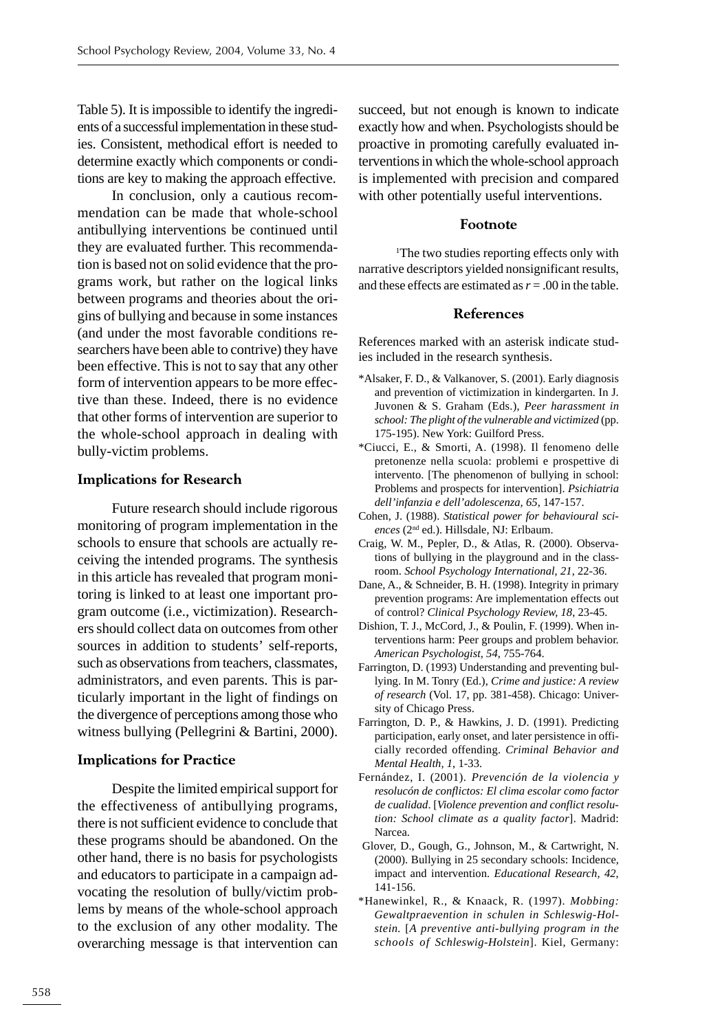Table 5). It is impossible to identify the ingredients of a successful implementation in these studies. Consistent, methodical effort is needed to determine exactly which components or conditions are key to making the approach effective.

In conclusion, only a cautious recommendation can be made that whole-school antibullying interventions be continued until they are evaluated further. This recommendation is based not on solid evidence that the programs work, but rather on the logical links between programs and theories about the origins of bullying and because in some instances (and under the most favorable conditions researchers have been able to contrive) they have been effective. This is not to say that any other form of intervention appears to be more effective than these. Indeed, there is no evidence that other forms of intervention are superior to the whole-school approach in dealing with bully-victim problems.

### Implications for Research

Future research should include rigorous monitoring of program implementation in the schools to ensure that schools are actually receiving the intended programs. The synthesis in this article has revealed that program monitoring is linked to at least one important program outcome (i.e., victimization). Researchers should collect data on outcomes from other sources in addition to students' self-reports, such as observations from teachers, classmates, administrators, and even parents. This is particularly important in the light of findings on the divergence of perceptions among those who witness bullying (Pellegrini & Bartini, 2000).

### Implications for Practice

Despite the limited empirical support for the effectiveness of antibullying programs, there is not sufficient evidence to conclude that these programs should be abandoned. On the other hand, there is no basis for psychologists and educators to participate in a campaign advocating the resolution of bully/victim problems by means of the whole-school approach to the exclusion of any other modality. The overarching message is that intervention can succeed, but not enough is known to indicate exactly how and when. Psychologists should be proactive in promoting carefully evaluated interventions in which the whole-school approach is implemented with precision and compared with other potentially useful interventions.

## Footnote

[1]The two studies reporting effects only with narrative descriptors yielded nonsignificant results, and these effects are estimated as $r = .00$ in the table.

## References

References marked with an asterisk indicate studies included in the research synthesis.

*Alsaker, F. D., & Valkanover, S. (2001). Early diagnosis and prevention of victimization in kindergarten. In J. Juvonen & S. Graham (Eds.), *Peer harassment in school: The plight of the vulnerable and victimized* (pp. 175-195). New York: Guilford Press.

*Ciucci, E., & Smorti, A. (1998). Il fenomeno delle pretonenze nella scuola: problemi e prospettive di intervento. [The phenomenon of bullying in school: Problems and prospects for intervention]. *Psichiatria dell'infanzia e dell'adolescenza, 65*, 147-157.

Cohen, J. (1988). *Statistical power for behavioural sciences* (2nd ed.). Hillsdale, NJ: Erlbaum.

Craig, W. M., Pepler, D., & Atlas, R. (2000). Observations of bullying in the playground and in the classroom. *School Psychology International, 21*, 22-36.

Dane, A., & Schneider, B. H. (1998). Integrity in primary prevention programs: Are implementation effects out of control? *Clinical Psychology Review, 18*, 23-45.

Dishion, T. J., McCord, J., & Poulin, F. (1999). When interventions harm: Peer groups and problem behavior. *American Psychologist, 54*, 755-764.

Farrington, D. (1993) Understanding and preventing bullying. In M. Tonry (Ed.), *Crime and justice: A review of research* (Vol. 17, pp. 381-458). Chicago: University of Chicago Press.

Farrington, D. P., & Hawkins, J. D. (1991). Predicting participation, early onset, and later persistence in officially recorded offending. *Criminal Behavior and Mental Health, 1*, 1-33.

Fernández, I. (2001). *Prevención de la violencia y resolucón de conflictos: El clima escolar como factor de cualidad*. [*Violence prevention and conflict resolution: School climate as a quality factor*]. Madrid: Narcea.

Glover, D., Gough, G., Johnson, M., & Cartwright, N. (2000). Bullying in 25 secondary schools: Incidence, impact and intervention. *Educational Research, 42*, 141-156.

*Hanewinkel, R., & Knaack, R. (1997). *Mobbing: Gewaltpraevention in schulen in Schleswig-Holstein.* [*A preventive anti-bullying program in the schools of Schleswig-Holstein*]. Kiel, Germany: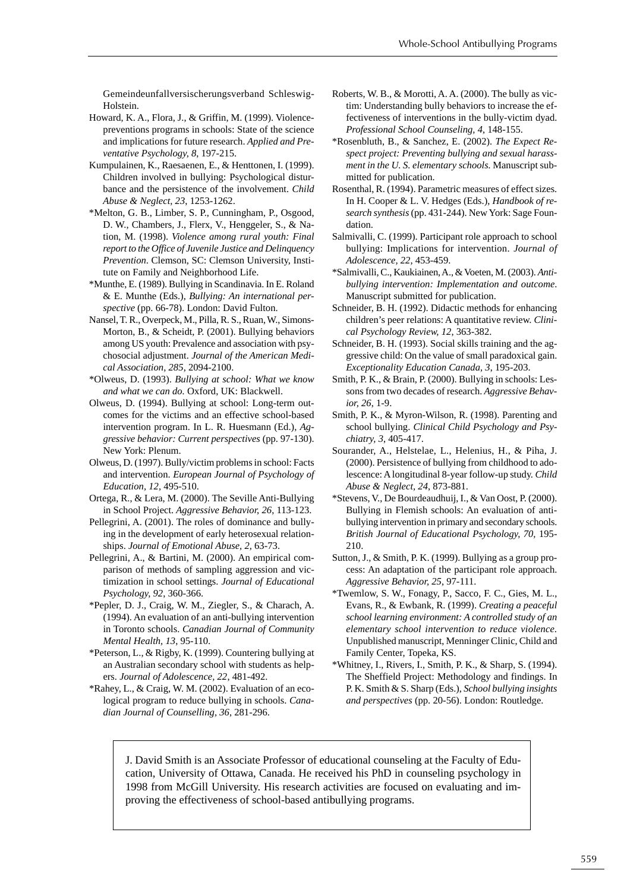Gemeindeunfallversicherungsverband Schleswig-Holstein.

Howard, K. A., Flora, J., & Griffin, M. (1999). Violence-preventions programs in schools: State of the science and implications for future research. *Applied and Preventative Psychology, 8*, 197-215.

Kumpulainen, K., Raesaenen, E., & Henttonen, I. (1999). Children involved in bullying: Psychological disturbance and the persistence of the involvement. *Child Abuse & Neglect, 23*, 1253-1262.

*Melton, G. B., Limber, S. P., Cunningham, P., Osgood, D. W., Chambers, J., Flerx, V., Henggeler, S., & Nation, M. (1998). *Violence among rural youth: Final report to the Office of Juvenile Justice and Delinquency Prevention*. Clemson, SC: Clemson University, Institute on Family and Neighborhood Life.

*Munthe, E. (1989). Bullying in Scandinavia. In E. Roland & E. Munthe (Eds.), *Bullying: An international perspective* (pp. 66-78). London: David Fulton.

Nansel, T. R., Overpeck, M., Pilla, R. S., Ruan, W., Simons-Morton, B., & Scheidt, P. (2001). Bullying behaviors among US youth: Prevalence and association with psychosocial adjustment. *Journal of the American Medical Association, 285*, 2094-2100.

*Olweus, D. (1993). *Bullying at school: What we know and what we can do.* Oxford, UK: Blackwell.

Olweus, D. (1994). Bullying at school: Long-term outcomes for the victims and an effective school-based intervention program. In L. R. Huesmann (Ed.), *Aggressive behavior: Current perspectives* (pp. 97-130). New York: Plenum.

Olweus, D. (1997). Bully/victim problems in school: Facts and intervention. *European Journal of Psychology of Education, 12*, 495-510.

Ortega, R., & Lera, M. (2000). The Seville Anti-Bullying in School Project. *Aggressive Behavior, 26*, 113-123.

Pellegrini, A. (2001). The roles of dominance and bullying in the development of early heterosexual relationships. *Journal of Emotional Abuse, 2*, 63-73.

Pellegrini, A., & Bartini, M. (2000). An empirical comparison of methods of sampling aggression and victimization in school settings. *Journal of Educational Psychology, 92*, 360-366.

*Pepler, D. J., Craig, W. M., Ziegler, S., & Charach, A. (1994). An evaluation of an anti-bullying intervention in Toronto schools. *Canadian Journal of Community Mental Health, 13*, 95-110.

*Peterson, L., & Rigby, K. (1999). Countering bullying at an Australian secondary school with students as helpers. *Journal of Adolescence, 22*, 481-492.

*Rahey, L., & Craig, W. M. (2002). Evaluation of an ecological program to reduce bullying in schools. *Canadian Journal of Counselling, 36*, 281-296.

Roberts, W. B., & Morotti, A. A. (2000). The bully as victim: Understanding bully behaviors to increase the effectiveness of interventions in the bully-victim dyad. *Professional School Counseling, 4*, 148-155.

*Rosenbluth, B., & Sanchez, E. (2002). *The Expect Respect project: Preventing bullying and sexual harassment in the U. S. elementary schools.* Manuscript submitted for publication.

Rosenthal, R. (1994). Parametric measures of effect sizes. In H. Cooper & L. V. Hedges (Eds.), *Handbook of research synthesis* (pp. 431-244). New York: Sage Foundation.

Salmivalli, C. (1999). Participant role approach to school bullying: Implications for intervention. *Journal of Adolescence, 22*, 453-459.

*Salmivalli, C., Kaukiainen, A., & Voeten, M. (2003). *Antibullying intervention: Implementation and outcome.* Manuscript submitted for publication.

Schneider, B. H. (1992). Didactic methods for enhancing children's peer relations: A quantitative review. *Clinical Psychology Review, 12*, 363-382.

Schneider, B. H. (1993). Social skills training and the aggressive child: On the value of small paradoxical gain. *Exceptionality Education Canada, 3*, 195-203.

Smith, P. K., & Brain, P. (2000). Bullying in schools: Lessons from two decades of research. *Aggressive Behavior, 26*, 1-9.

Smith, P. K., & Myron-Wilson, R. (1998). Parenting and school bullying. *Clinical Child Psychology and Psychiatry, 3*, 405-417.

Sourander, A., Helstelae, L., Helenius, H., & Piha, J. (2000). Persistence of bullying from childhood to adolescence: A longitudinal 8-year follow-up study. *Child Abuse & Neglect, 24*, 873-881.

*Stevens, V., De Bourdeaudhuij, I., & Van Oost, P. (2000). Bullying in Flemish schools: An evaluation of antibullying intervention in primary and secondary schools. *British Journal of Educational Psychology, 70*, 195-210.

Sutton, J., & Smith, P. K. (1999). Bullying as a group process: An adaptation of the participant role approach. *Aggressive Behavior, 25*, 97-111.

*Twemlow, S. W., Fonagy, P., Sacco, F. C., Gies, M. L., Evans, R., & Ewbank, R. (1999). *Creating a peaceful school learning environment: A controlled study of an elementary school intervention to reduce violence*. Unpublished manuscript, Menninger Clinic, Child and Family Center, Topeka, KS.

*Whitney, I., Rivers, I., Smith, P. K., & Sharp, S. (1994). The Sheffield Project: Methodology and findings. In P. K. Smith & S. Sharp (Eds.), *School bullying insights and perspectives* (pp. 20-56). London: Routledge.

J. David Smith is an Associate Professor of educational counseling at the Faculty of Education, University of Ottawa, Canada. He received his PhD in counseling psychology in 1998 from McGill University. His research activities are focused on evaluating and improving the effectiveness of school-based antibullying programs.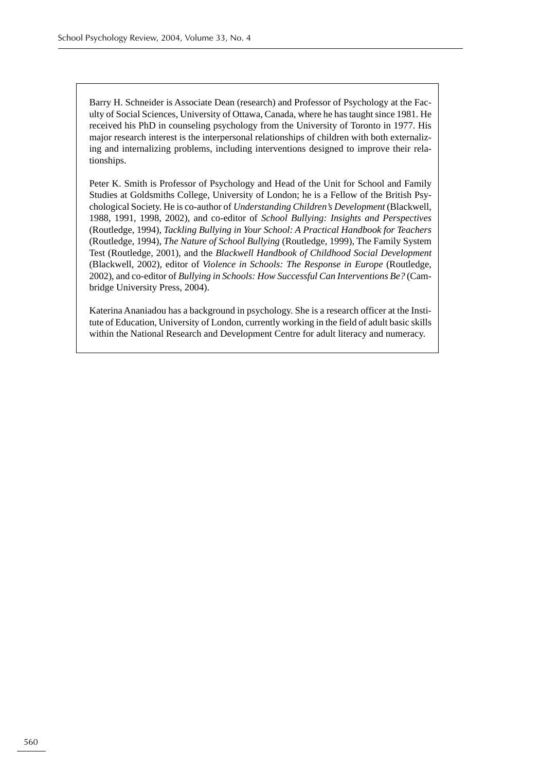Barry H. Schneider is Associate Dean (research) and Professor of Psychology at the Faculty of Social Sciences, University of Ottawa, Canada, where he has taught since 1981. He received his PhD in counseling psychology from the University of Toronto in 1977. His major research interest is the interpersonal relationships of children with both externalizing and internalizing problems, including interventions designed to improve their relationships.

Peter K. Smith is Professor of Psychology and Head of the Unit for School and Family Studies at Goldsmiths College, University of London; he is a Fellow of the British Psychological Society. He is co-author of *Understanding Children's Development* (Blackwell, 1988, 1991, 1998, 2002), and co-editor of *School Bullying: Insights and Perspectives* (Routledge, 1994), *Tackling Bullying in Your School: A Practical Handbook for Teachers* (Routledge, 1994), *The Nature of School Bullying* (Routledge, 1999), The Family System Test (Routledge, 2001), and the *Blackwell Handbook of Childhood Social Development* (Blackwell, 2002), editor of *Violence in Schools: The Response in Europe* (Routledge, 2002), and co-editor of *Bullying in Schools: How Successful Can Interventions Be?* (Cambridge University Press, 2004).

Katerina Ananiadou has a background in psychology. She is a research officer at the Institute of Education, University of London, currently working in the field of adult basic skills within the National Research and Development Centre for adult literacy and numeracy.